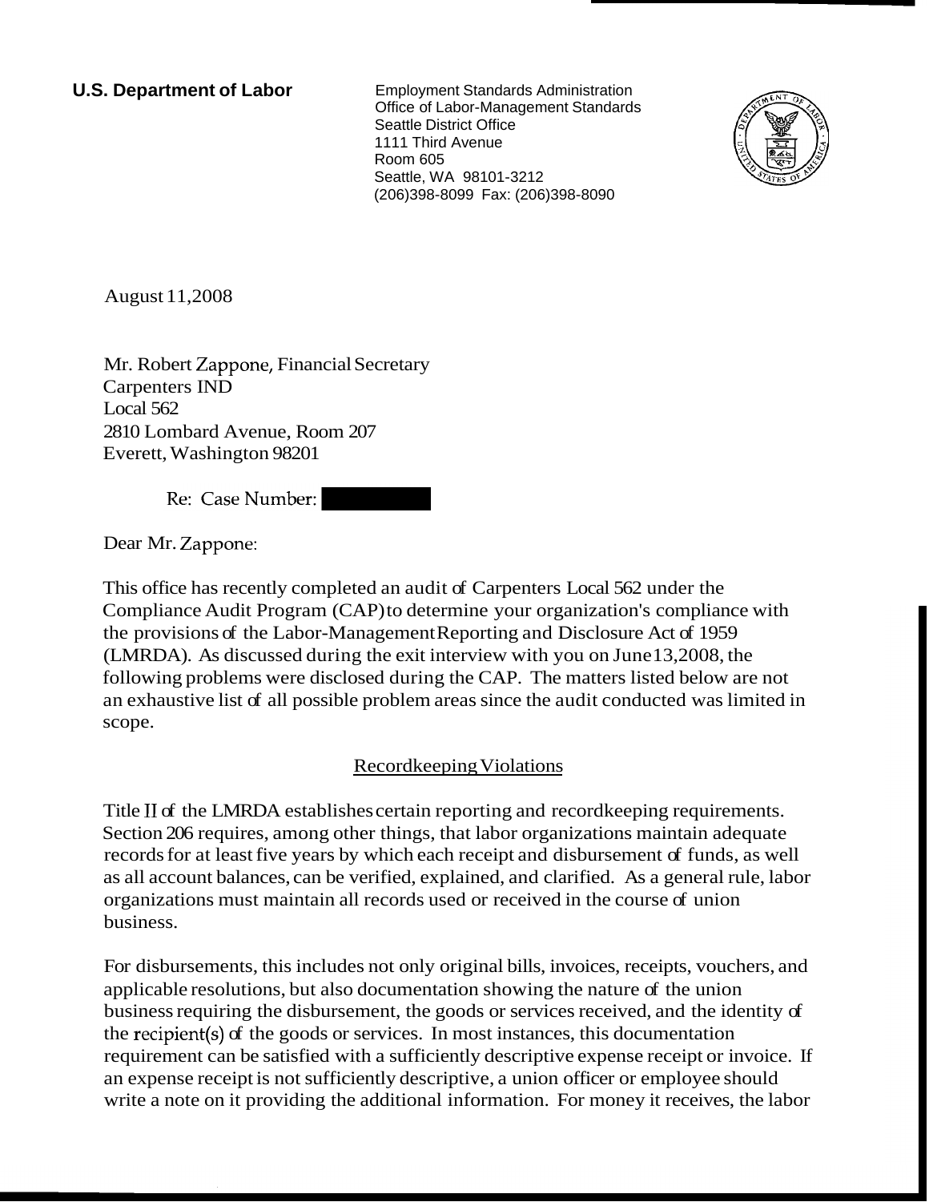**U.S. Department of Labor**

Employment Standards Administration
Office of Labor-Management Standards
Seattle District Office
1111 Third Avenue
Room 605
Seattle, WA 98101-3212
(206)398-8099 Fax: (206)398-8090

August 11,2008

Mr. Robert Zappone, Financial Secretary
Carpenters IND
Local 562
2810 Lombard Avenue, Room 207
Everett, Washington 98201

Re: Case Number:

Dear Mr. Zappone:

This office has recently completed an audit of Carpenters Local 562 under the Compliance Audit Program (CAP) to determine your organization's compliance with the provisions of the Labor-Management Reporting and Disclosure Act of 1959 (LMRDA). As discussed during the exit interview with you on June 13,2008, the following problems were disclosed during the CAP. The matters listed below are not an exhaustive list of all possible problem areas since the audit conducted was limited in scope.

## Recordkeeping Violations

Title II of the LMRDA establishes certain reporting and recordkeeping requirements. Section 206 requires, among other things, that labor organizations maintain adequate records for at least five years by which each receipt and disbursement of funds, as well as all account balances, can be verified, explained, and clarified. As a general rule, labor organizations must maintain all records used or received in the course of union business.

For disbursements, this includes not only original bills, invoices, receipts, vouchers, and applicable resolutions, but also documentation showing the nature of the union business requiring the disbursement, the goods or services received, and the identity of the recipient(s) of the goods or services. In most instances, this documentation requirement can be satisfied with a sufficiently descriptive expense receipt or invoice. If an expense receipt is not sufficiently descriptive, a union officer or employee should write a note on it providing the additional information. For money it receives, the labor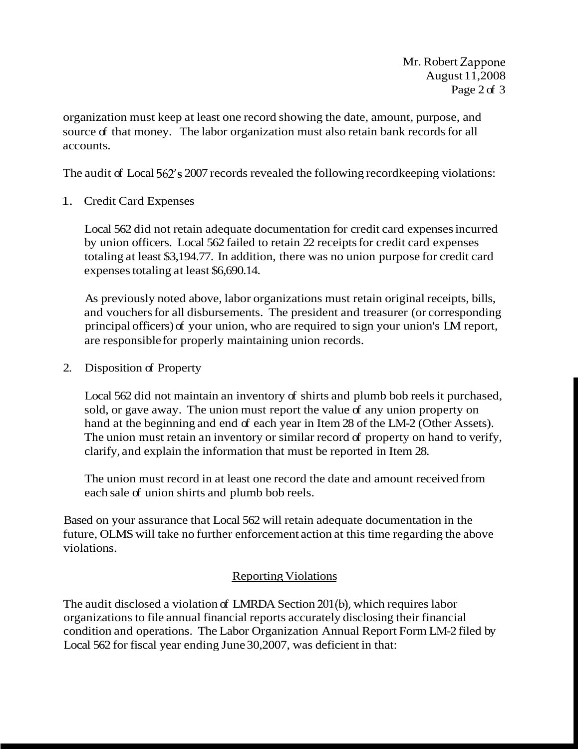organization must keep at least one record showing the date, amount, purpose, and source of that money. The labor organization must also retain bank records for all accounts.

The audit of Local 562's 2007 records revealed the following recordkeeping violations:

1. Credit Card Expenses

   Local 562 did not retain adequate documentation for credit card expenses incurred by union officers. Local 562 failed to retain 22 receipts for credit card expenses totaling at least $3,194.77. In addition, there was no union purpose for credit card expenses totaling at least $6,690.14.

   As previously noted above, labor organizations must retain original receipts, bills, and vouchers for all disbursements. The president and treasurer (or corresponding principal officers) of your union, who are required to sign your union's LM report, are responsible for properly maintaining union records.

2. Disposition of Property

   Local 562 did not maintain an inventory of shirts and plumb bob reels it purchased, sold, or gave away. The union must report the value of any union property on hand at the beginning and end of each year in Item 28 of the LM-2 (Other Assets). The union must retain an inventory or similar record of property on hand to verify, clarify, and explain the information that must be reported in Item 28.

   The union must record in at least one record the date and amount received from each sale of union shirts and plumb bob reels.

Based on your assurance that Local 562 will retain adequate documentation in the future, OLMS will take no further enforcement action at this time regarding the above violations.

## Reporting Violations

The audit disclosed a violation of LMRDA Section 201(b), which requires labor organizations to file annual financial reports accurately disclosing their financial condition and operations. The Labor Organization Annual Report Form LM-2 filed by Local 562 for fiscal year ending June 30,2007, was deficient in that: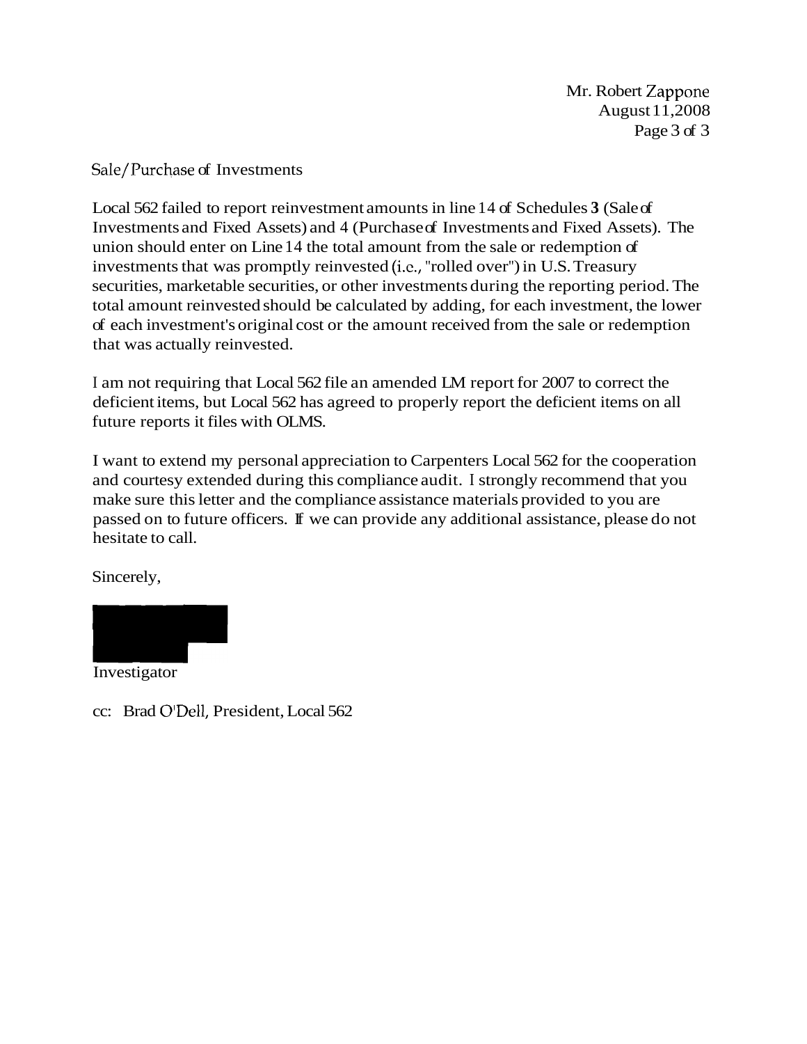Sale/Purchase of Investments

Local 562 failed to report reinvestment amounts in line 14 of Schedules **3** (Sale of Investments and Fixed Assets) and 4 (Purchase of Investments and Fixed Assets). The union should enter on Line 14 the total amount from the sale or redemption of investments that was promptly reinvested (i.e., "rolled over") in U.S. Treasury securities, marketable securities, or other investments during the reporting period. The total amount reinvested should be calculated by adding, for each investment, the lower of each investment's original cost or the amount received from the sale or redemption that was actually reinvested.

I am not requiring that Local 562 file an amended LM report for 2007 to correct the deficient items, but Local 562 has agreed to properly report the deficient items on all future reports it files with OLMS.

I want to extend my personal appreciation to Carpenters Local 562 for the cooperation and courtesy extended during this compliance audit. I strongly recommend that you make sure this letter and the compliance assistance materials provided to you are passed on to future officers. If we can provide any additional assistance, please do not hesitate to call.

Sincerely,

Investigator

cc: Brad O'Dell, President, Local 562